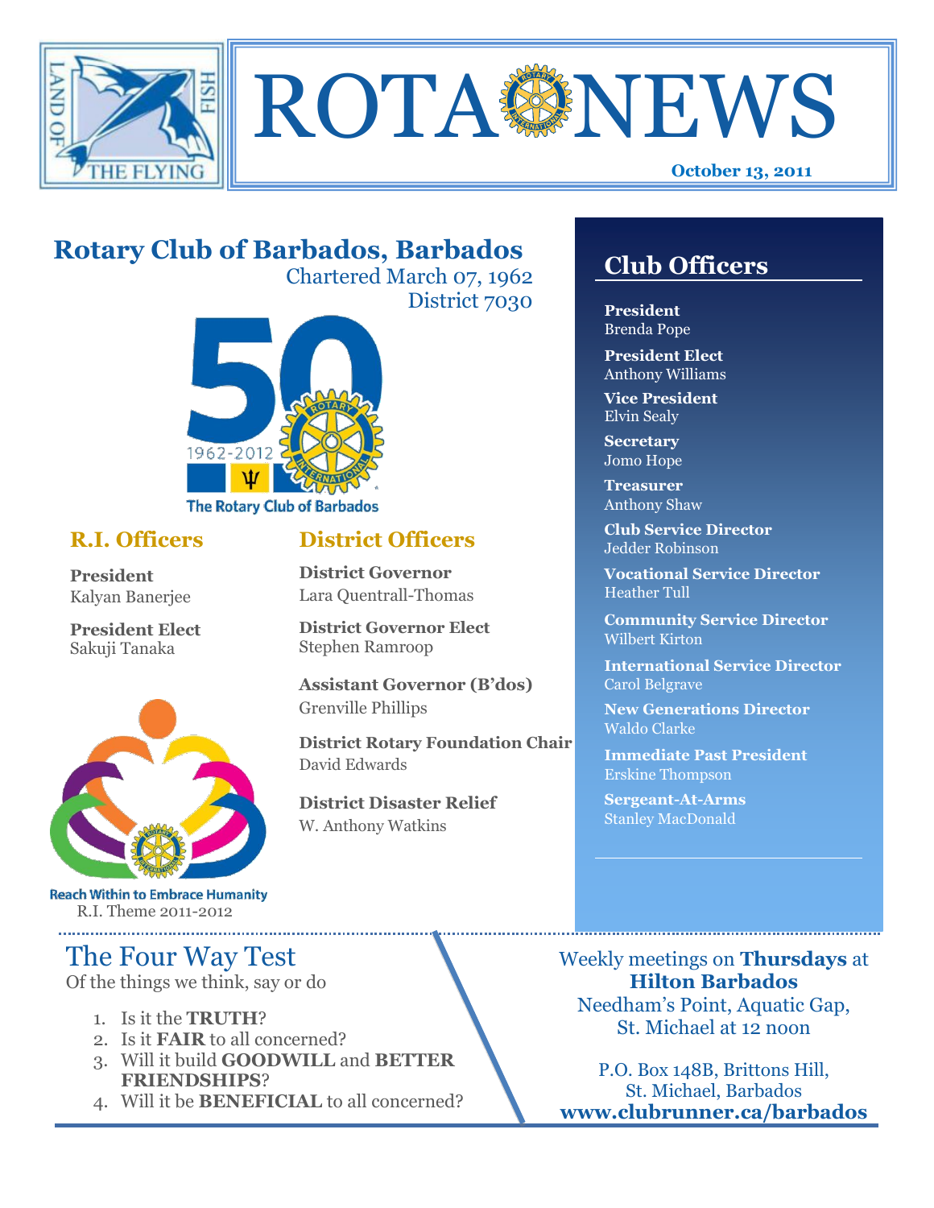# ROTA NEWS

**October 13, 2011**

## Rotary Club of Barbados, Barbados

Chartered March 07, 1962

District 7030

The Rotary Club of Barbados

1962-2012

### R.I. Officers

**President**
Kalyan Banerjee

**President Elect**
Sakuji Tanaka

Reach Within to Embrace Humanity

R.I. Theme 2011-2012

### District Officers

**District Governor**
Lara Quentrall-Thomas

**District Governor Elect**
Stephen Ramroop

**Assistant Governor (B'dos)**
Grenville Phillips

**District Rotary Foundation Chair**
David Edwards

**District Disaster Relief**
W. Anthony Watkins

## Club Officers

**President**
Brenda Pope

**President Elect**
Anthony Williams

**Vice President**
Elvin Sealy

**Secretary**
Jomo Hope

**Treasurer**
Anthony Shaw

**Club Service Director**
Jedder Robinson

**Vocational Service Director**
Heather Tull

**Community Service Director**
Wilbert Kirton

**International Service Director**
Carol Belgrave

**New Generations Director**
Waldo Clarke

**Immediate Past President**
Erskine Thompson

**Sergeant-At-Arms**
Stanley MacDonald

## The Four Way Test

Of the things we think, say or do

1. Is it the **TRUTH**?
2. Is it **FAIR** to all concerned?
3. Will it build **GOODWILL** and **BETTER FRIENDSHIPS**?
4. Will it be **BENEFICIAL** to all concerned?

Weekly meetings on **Thursdays** at **Hilton Barbados** Needham's Point, Aquatic Gap, St. Michael at 12 noon

P.O. Box 148B, Brittons Hill, St. Michael, Barbados
**www.clubrunner.ca/barbados**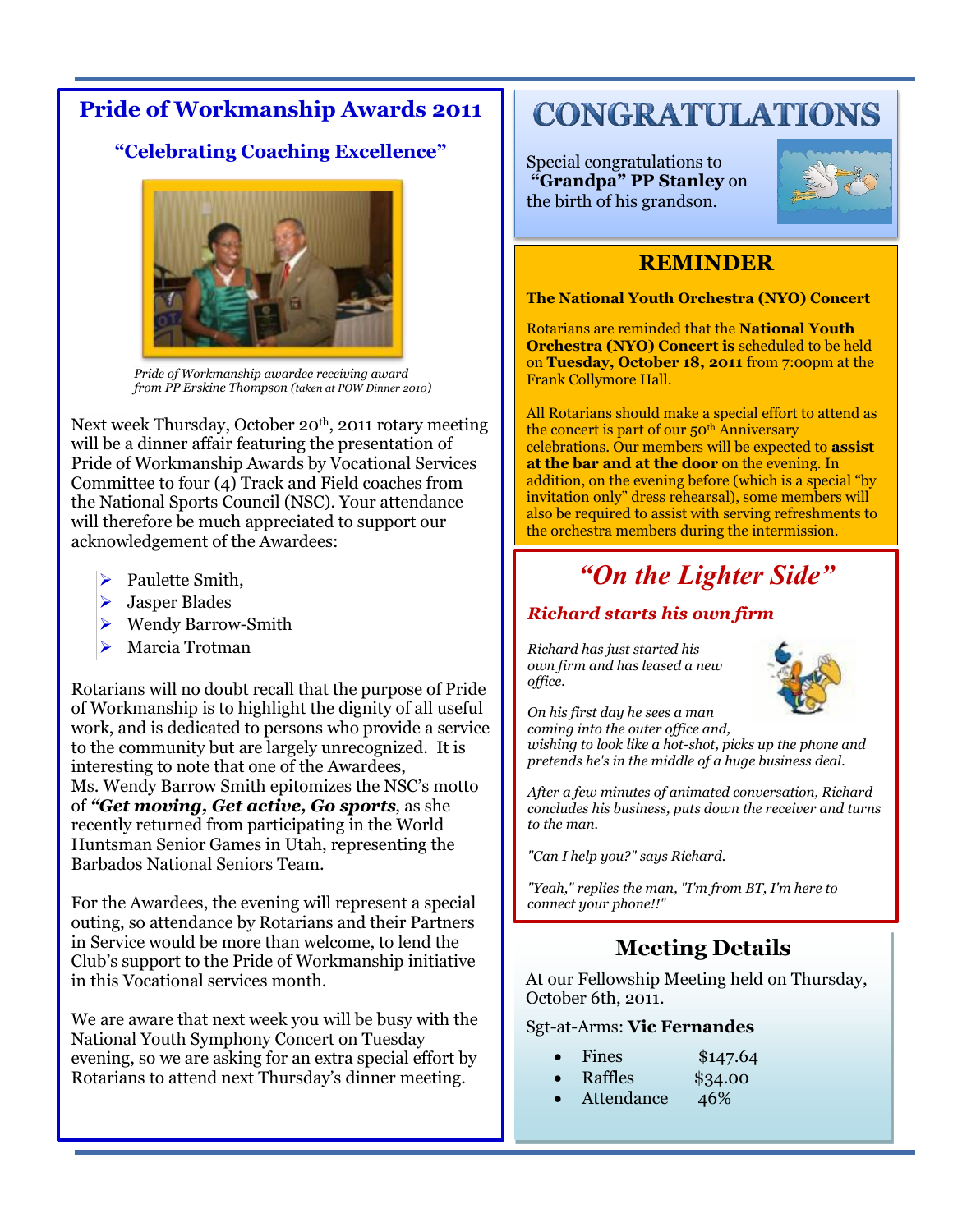## Pride of Workmanship Awards 2011

### "Celebrating Coaching Excellence"

*Pride of Workmanship awardee receiving award from PP Erskine Thompson (taken at POW Dinner 2010)*

Next week Thursday, October 20th, 2011 rotary meeting will be a dinner affair featuring the presentation of Pride of Workmanship Awards by Vocational Services Committee to four (4) Track and Field coaches from the National Sports Council (NSC). Your attendance will therefore be much appreciated to support our acknowledgement of the Awardees:

- Paulette Smith,
- Jasper Blades
- Wendy Barrow-Smith
- Marcia Trotman

Rotarians will no doubt recall that the purpose of Pride of Workmanship is to highlight the dignity of all useful work, and is dedicated to persons who provide a service to the community but are largely unrecognized. It is interesting to note that one of the Awardees, Ms. Wendy Barrow Smith epitomizes the NSC's motto of ***"Get moving, Get active, Go sports***, as she recently returned from participating in the World Huntsman Senior Games in Utah, representing the Barbados National Seniors Team.

For the Awardees, the evening will represent a special outing, so attendance by Rotarians and their Partners in Service would be more than welcome, to lend the Club's support to the Pride of Workmanship initiative in this Vocational services month.

We are aware that next week you will be busy with the National Youth Symphony Concert on Tuesday evening, so we are asking for an extra special effort by Rotarians to attend next Thursday's dinner meeting.

## CONGRATULATIONS

Special congratulations to **"Grandpa" PP Stanley** on the birth of his grandson.

## REMINDER

**The National Youth Orchestra (NYO) Concert**

Rotarians are reminded that the **National Youth Orchestra (NYO) Concert is** scheduled to be held on **Tuesday, October 18, 2011** from 7:00pm at the Frank Collymore Hall.

All Rotarians should make a special effort to attend as the concert is part of our 50th Anniversary celebrations. Our members will be expected to **assist at the bar and at the door** on the evening. In addition, on the evening before (which is a special "by invitation only" dress rehearsal), some members will also be required to assist with serving refreshments to the orchestra members during the intermission.

## *"On the Lighter Side"*

### *Richard starts his own firm*

*Richard has just started his own firm and has leased a new office.*

*On his first day he sees a man coming into the outer office and, wishing to look like a hot-shot, picks up the phone and pretends he's in the middle of a huge business deal.*

*After a few minutes of animated conversation, Richard concludes his business, puts down the receiver and turns to the man.*

*"Can I help you?" says Richard.*

*"Yeah," replies the man, "I'm from BT, I'm here to connect your phone!!"*

## Meeting Details

At our Fellowship Meeting held on Thursday, October 6th, 2011.

Sgt-at-Arms: **Vic Fernandes**

- Fines $147.64
- Raffles $34.00
- Attendance 46%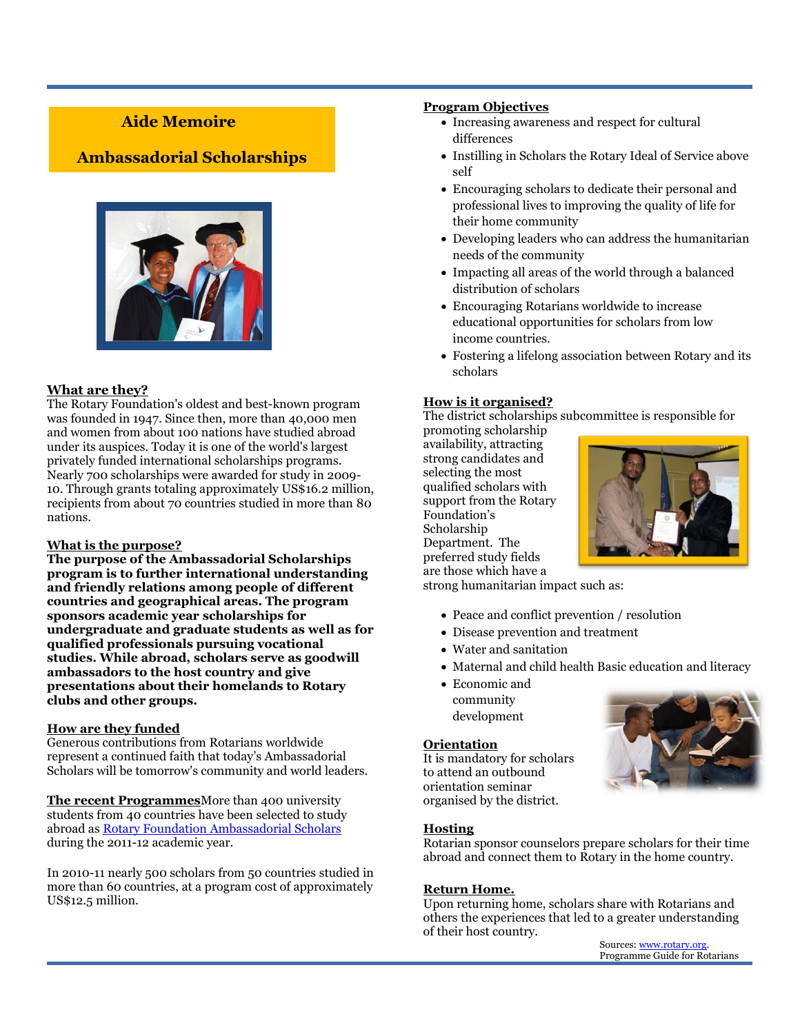# Aide Memoire

## Ambassadorial Scholarships

**What are they?**

The Rotary Foundation's oldest and best-known program was founded in 1947. Since then, more than 40,000 men and women from about 100 nations have studied abroad under its auspices. Today it is one of the world's largest privately funded international scholarships programs. Nearly 700 scholarships were awarded for study in 2009-10. Through grants totaling approximately US$16.2 million, recipients from about 70 countries studied in more than 80 nations.

**What is the purpose?**

**The purpose of the Ambassadorial Scholarships program is to further international understanding and friendly relations among people of different countries and geographical areas. The program sponsors academic year scholarships for undergraduate and graduate students as well as for qualified professionals pursuing vocational studies. While abroad, scholars serve as goodwill ambassadors to the host country and give presentations about their homelands to Rotary clubs and other groups.**

**How are they funded**

Generous contributions from Rotarians worldwide represent a continued faith that today's Ambassadorial Scholars will be tomorrow's community and world leaders.

**The recent Programmes** More than 400 university students from 40 countries have been selected to study abroad as Rotary Foundation Ambassadorial Scholars during the 2011-12 academic year.

In 2010-11 nearly 500 scholars from 50 countries studied in more than 60 countries, at a program cost of approximately US$12.5 million.

**Program Objectives**

- Increasing awareness and respect for cultural differences
- Instilling in Scholars the Rotary Ideal of Service above self
- Encouraging scholars to dedicate their personal and professional lives to improving the quality of life for their home community
- Developing leaders who can address the humanitarian needs of the community
- Impacting all areas of the world through a balanced distribution of scholars
- Encouraging Rotarians worldwide to increase educational opportunities for scholars from low income countries.
- Fostering a lifelong association between Rotary and its scholars

**How is it organised?**

The district scholarships subcommittee is responsible for promoting scholarship availability, attracting strong candidates and selecting the most qualified scholars with support from the Rotary Foundation's Scholarship Department. The preferred study fields are those which have a strong humanitarian impact such as:

- Peace and conflict prevention / resolution
- Disease prevention and treatment
- Water and sanitation
- Maternal and child health Basic education and literacy
- Economic and community development

**Orientation**

It is mandatory for scholars to attend an outbound orientation seminar organised by the district.

**Hosting**

Rotarian sponsor counselors prepare scholars for their time abroad and connect them to Rotary in the home country.

**Return Home.**

Upon returning home, scholars share with Rotarians and others the experiences that led to a greater understanding of their host country.

Sources: www.rotary.org.
Programme Guide for Rotarians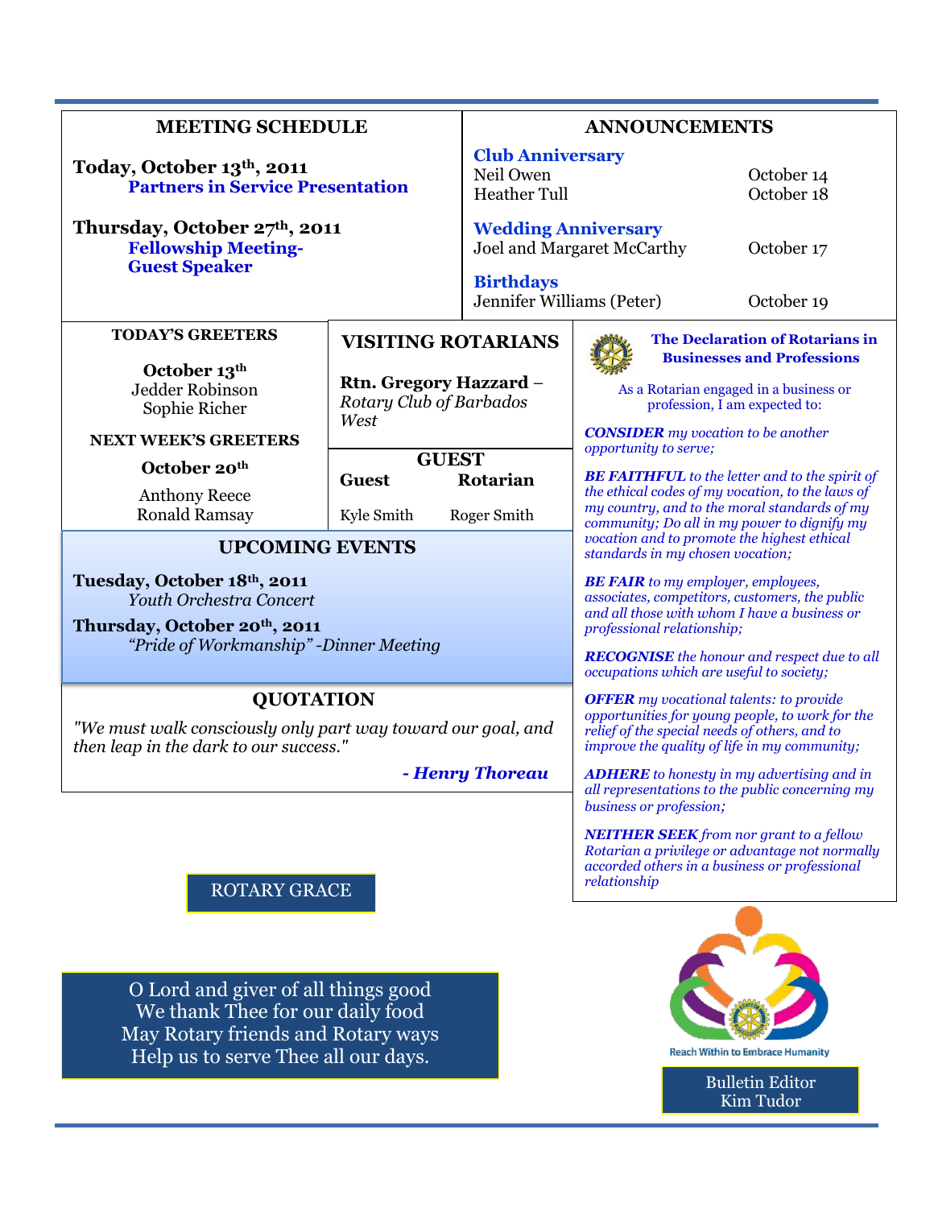## MEETING SCHEDULE

**Today, October 13th, 2011**
**Partners in Service Presentation**

**Thursday, October 27th, 2011**
**Fellowship Meeting- Guest Speaker**

## ANNOUNCEMENTS

**Club Anniversary**

| | |
|---|---|
| Neil Owen | October 14 |
| Heather Tull | October 18 |

**Wedding Anniversary**

| | |
|---|---|
| Joel and Margaret McCarthy | October 17 |

**Birthdays**

| | |
|---|---|
| Jennifer Williams (Peter) | October 19 |

## TODAY'S GREETERS

**October 13th**
Jedder Robinson
Sophie Richer

## NEXT WEEK'S GREETERS

**October 20th**
Anthony Reece
Ronald Ramsay

## VISITING ROTARIANS

**Rtn. Gregory Hazzard** – *Rotary Club of Barbados West*

## GUEST

| Guest | Rotarian |
|---|---|
| Kyle Smith | Roger Smith |

## UPCOMING EVENTS

**Tuesday, October 18th, 2011**
*Youth Orchestra Concert*

**Thursday, October 20th, 2011**
*"Pride of Workmanship" -Dinner Meeting*

## QUOTATION

*"We must walk consciously only part way toward our goal, and then leap in the dark to our success."*

***- Henry Thoreau***

## The Declaration of Rotarians in Businesses and Professions

As a Rotarian engaged in a business or profession, I am expected to:

***CONSIDER*** *my vocation to be another opportunity to serve;*

***BE FAITHFUL*** *to the letter and to the spirit of the ethical codes of my vocation, to the laws of my country, and to the moral standards of my community; Do all in my power to dignify my vocation and to promote the highest ethical standards in my chosen vocation;*

***BE FAIR*** *to my employer, employees, associates, competitors, customers, the public and all those with whom I have a business or professional relationship;*

***RECOGNISE*** *the honour and respect due to all occupations which are useful to society;*

***OFFER*** *my vocational talents: to provide opportunities for young people, to work for the relief of the special needs of others, and to improve the quality of life in my community;*

***ADHERE*** *to honesty in my advertising and in all representations to the public concerning my business or profession;*

***NEITHER SEEK*** *from nor grant to a fellow Rotarian a privilege or advantage not normally accorded others in a business or professional relationship*

## ROTARY GRACE

O Lord and giver of all things good
We thank Thee for our daily food
May Rotary friends and Rotary ways
Help us to serve Thee all our days.

Reach Within to Embrace Humanity

Bulletin Editor
Kim Tudor